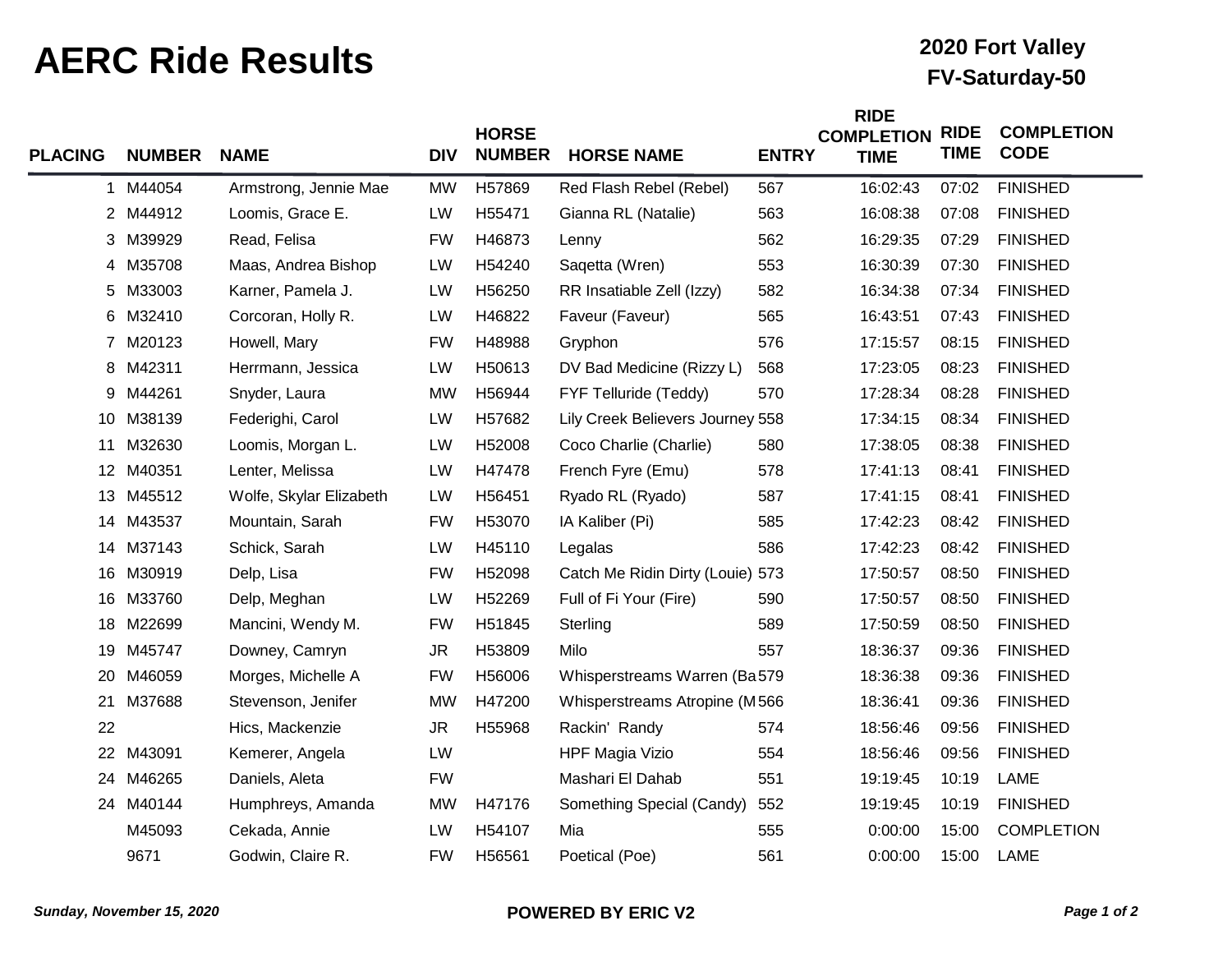# AERC Ride Results

## 2020 Fort Valley
## FV-Saturday-50

| PLACING | NUMBER | NAME | DIV | HORSE NUMBER | HORSE NAME | ENTRY | RIDE COMPLETION TIME | RIDE TIME | COMPLETION CODE |
|---|---|---|---|---|---|---|---|---|---|
| 1 | M44054 | Armstrong, Jennie Mae | MW | H57869 | Red Flash Rebel (Rebel) | 567 | 16:02:43 | 07:02 | FINISHED |
| 2 | M44912 | Loomis, Grace E. | LW | H55471 | Gianna RL (Natalie) | 563 | 16:08:38 | 07:08 | FINISHED |
| 3 | M39929 | Read, Felisa | FW | H46873 | Lenny | 562 | 16:29:35 | 07:29 | FINISHED |
| 4 | M35708 | Maas, Andrea Bishop | LW | H54240 | Saqetta (Wren) | 553 | 16:30:39 | 07:30 | FINISHED |
| 5 | M33003 | Karner, Pamela J. | LW | H56250 | RR Insatiable Zell (Izzy) | 582 | 16:34:38 | 07:34 | FINISHED |
| 6 | M32410 | Corcoran, Holly R. | LW | H46822 | Faveur (Faveur) | 565 | 16:43:51 | 07:43 | FINISHED |
| 7 | M20123 | Howell, Mary | FW | H48988 | Gryphon | 576 | 17:15:57 | 08:15 | FINISHED |
| 8 | M42311 | Herrmann, Jessica | LW | H50613 | DV Bad Medicine (Rizzy L) | 568 | 17:23:05 | 08:23 | FINISHED |
| 9 | M44261 | Snyder, Laura | MW | H56944 | FYF Telluride (Teddy) | 570 | 17:28:34 | 08:28 | FINISHED |
| 10 | M38139 | Federighi, Carol | LW | H57682 | Lily Creek Believers Journey | 558 | 17:34:15 | 08:34 | FINISHED |
| 11 | M32630 | Loomis, Morgan L. | LW | H52008 | Coco Charlie (Charlie) | 580 | 17:38:05 | 08:38 | FINISHED |
| 12 | M40351 | Lenter, Melissa | LW | H47478 | French Fyre (Emu) | 578 | 17:41:13 | 08:41 | FINISHED |
| 13 | M45512 | Wolfe, Skylar Elizabeth | LW | H56451 | Ryado RL (Ryado) | 587 | 17:41:15 | 08:41 | FINISHED |
| 14 | M43537 | Mountain, Sarah | FW | H53070 | IA Kaliber (Pi) | 585 | 17:42:23 | 08:42 | FINISHED |
| 14 | M37143 | Schick, Sarah | LW | H45110 | Legalas | 586 | 17:42:23 | 08:42 | FINISHED |
| 16 | M30919 | Delp, Lisa | FW | H52098 | Catch Me Ridin Dirty (Louie) | 573 | 17:50:57 | 08:50 | FINISHED |
| 16 | M33760 | Delp, Meghan | LW | H52269 | Full of Fi Your (Fire) | 590 | 17:50:57 | 08:50 | FINISHED |
| 18 | M22699 | Mancini, Wendy M. | FW | H51845 | Sterling | 589 | 17:50:59 | 08:50 | FINISHED |
| 19 | M45747 | Downey, Camryn | JR | H53809 | Milo | 557 | 18:36:37 | 09:36 | FINISHED |
| 20 | M46059 | Morges, Michelle A | FW | H56006 | Whisperstreams Warren (Ba | 579 | 18:36:38 | 09:36 | FINISHED |
| 21 | M37688 | Stevenson, Jenifer | MW | H47200 | Whisperstreams Atropine (M | 566 | 18:36:41 | 09:36 | FINISHED |
| 22 | | Hics, Mackenzie | JR | H55968 | Rackin' Randy | 574 | 18:56:46 | 09:56 | FINISHED |
| 22 | M43091 | Kemerer, Angela | LW | | HPF Magia Vizio | 554 | 18:56:46 | 09:56 | FINISHED |
| 24 | M46265 | Daniels, Aleta | FW | | Mashari El Dahab | 551 | 19:19:45 | 10:19 | LAME |
| 24 | M40144 | Humphreys, Amanda | MW | H47176 | Something Special (Candy) | 552 | 19:19:45 | 10:19 | FINISHED |
| | M45093 | Cekada, Annie | LW | H54107 | Mia | 555 | 0:00:00 | 15:00 | COMPLETION |
| | 9671 | Godwin, Claire R. | FW | H56561 | Poetical (Poe) | 561 | 0:00:00 | 15:00 | LAME |

*Sunday, November 15, 2020* — **POWERED BY ERIC V2**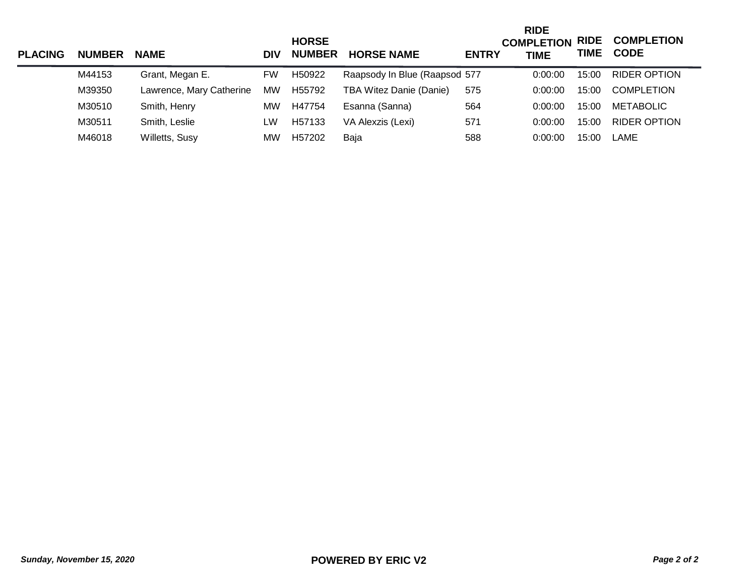| PLACING | NUMBER | NAME | DIV | HORSE NUMBER | HORSE NAME | ENTRY | RIDE COMPLETION TIME | RIDE TIME | COMPLETION CODE |
|---|---|---|---|---|---|---|---|---|---|
| | M44153 | Grant, Megan E. | FW | H50922 | Raapsody In Blue (Raapsod | 577 | 0:00:00 | 15:00 | RIDER OPTION |
| | M39350 | Lawrence, Mary Catherine | MW | H55792 | TBA Witez Danie (Danie) | 575 | 0:00:00 | 15:00 | COMPLETION |
| | M30510 | Smith, Henry | MW | H47754 | Esanna (Sanna) | 564 | 0:00:00 | 15:00 | METABOLIC |
| | M30511 | Smith, Leslie | LW | H57133 | VA Alexzis (Lexi) | 571 | 0:00:00 | 15:00 | RIDER OPTION |
| | M46018 | Willetts, Susy | MW | H57202 | Baja | 588 | 0:00:00 | 15:00 | LAME |

*Sunday, November 15, 2020*

**POWERED BY ERIC V2**